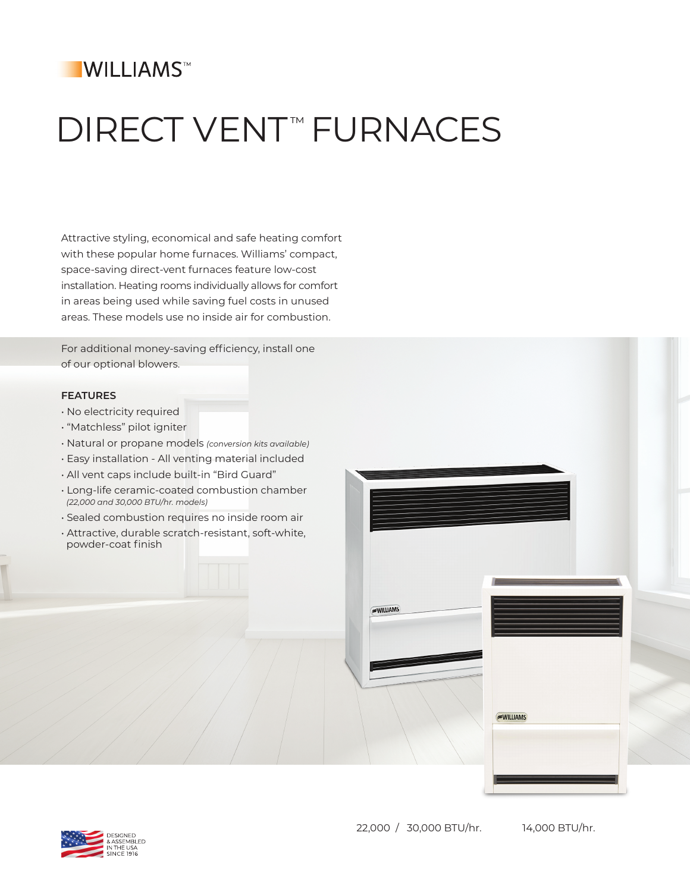WILLIAMS™

# DIRECT VENT™ FURNACES

Attractive styling, economical and safe heating comfort with these popular home furnaces. Williams' compact, space-saving direct-vent furnaces feature low-cost installation. Heating rooms individually allows for comfort in areas being used while saving fuel costs in unused areas. These models use no inside air for combustion.

For additional money-saving efficiency, install one of our optional blowers.

### FEATURES

- No electricity required
- "Matchless" pilot igniter
- Natural or propane models *(conversion kits available)*
- Easy installation - All venting material included
- All vent caps include built-in "Bird Guard"
- Long-life ceramic-coated combustion chamber *(22,000 and 30,000 BTU/hr. models)*
- Sealed combustion requires no inside room air
- Attractive, durable scratch-resistant, soft-white, powder-coat finish

22,000 / 30,000 BTU/hr.

14,000 BTU/hr.

DESIGNED & ASSEMBLED IN THE USA SINCE 1916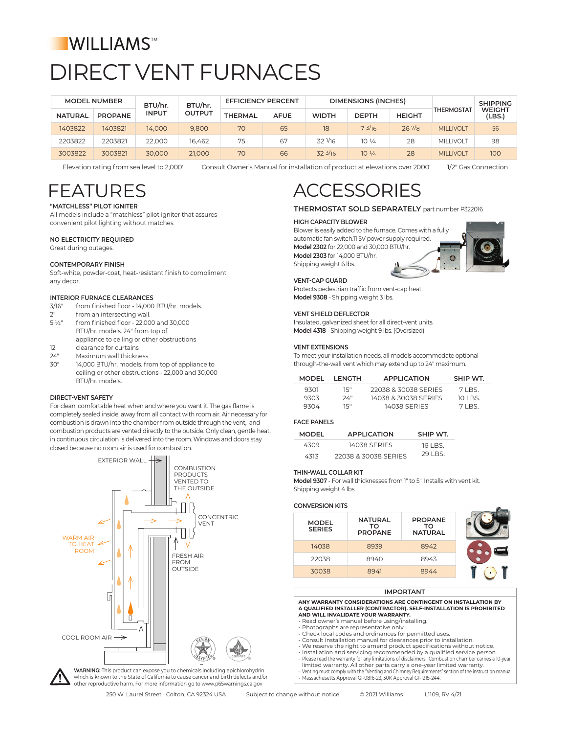# WILLIAMS™

# DIRECT VENT FURNACES

| MODEL NUMBER | | BTU/hr. INPUT | BTU/hr. OUTPUT | EFFICIENCY PERCENT | | DIMENSIONS (INCHES) | | | THERMOSTAT | SHIPPING WEIGHT (LBS.) |
|---|---|---|---|---|---|---|---|---|---|---|
| NATURAL | PROPANE | | | THERMAL | AFUE | WIDTH | DEPTH | HEIGHT | | |
| 1403822 | 1403821 | 14,000 | 9,800 | 70 | 65 | 18 | 7 3/16 | 26 7/8 | MILLIVOLT | 56 |
| 2203822 | 2203821 | 22,000 | 16,462 | 75 | 67 | 32 1/16 | 10 ¼ | 28 | MILLIVOLT | 98 |
| 3003822 | 3003821 | 30,000 | 21,000 | 70 | 66 | 32 3/16 | 10 ¼ | 28 | MILLIVOLT | 100 |

Elevation rating from sea level to 2,000' Consult Owner's Manual for installation of product at elevations over 2000' 1/2" Gas Connection

# FEATURES

**"MATCHLESS" PILOT IGNITER**
All models include a "matchless" pilot igniter that assures convenient pilot lighting without matches.

**NO ELECTRICITY REQUIRED**
Great during outages.

**CONTEMPORARY FINISH**
Soft-white, powder-coat, heat-resistant finish to compliment any decor.

**INTERIOR FURNACE CLEARANCES**
- 3/16" from finished floor - 14,000 BTU/hr. models.
- 2" from an intersecting wall.
- 5 ½" from finished floor - 22,000 and 30,000 BTU/hr. models. 24" from top of appliance to ceiling or other obstructions
- 12" clearance for curtains
- 24" Maximum wall thickness.
- 30" 14,000 BTU/hr. models. from top of appliance to ceiling or other obstructions - 22,000 and 30,000 BTU/hr. models.

**DIRECT-VENT SAFETY**
For clean, comfortable heat when and where you want it. The gas flame is completely sealed inside, away from all contact with room air. Air necessary for combustion is drawn into the chamber from outside through the vent, and combustion products are vented directly to the outside. Only clean, gentle heat, in continuous circulation is delivered into the room. Windows and doors stay closed because no room air is used for combustion.

EXTERIOR WALL
COMBUSTION PRODUCTS VENTED TO THE OUTSIDE
CONCENTRIC VENT
WARM AIR TO HEAT ROOM
FRESH AIR FROM OUTSIDE
COOL ROOM AIR

**WARNING:** This product can expose you to chemicals including epichlorohydrin which is known to the State of California to cause cancer and birth defects and/or other reproductive harm. For more information go to www.p65warnings.ca.gov

# ACCESSORIES

**THERMOSTAT SOLD SEPARATELY** part number P322016

**HIGH CAPACITY BLOWER**
Blower is easily added to the furnace. Comes with a fully automatic fan switch.11 5V power supply required.
**Model 2302** for 22,000 and 30,000 BTU/hr.
**Model 2303** for 14,000 BTU/hr.
Shipping weight 6 lbs.

**VENT-CAP GUARD**
Protects pedestrian traffic from vent-cap heat.
**Model 9308** - Shipping weight 3 lbs.

**VENT SHIELD DEFLECTOR**
Insulated, galvanized sheet for all direct-vent units.
**Model 4318** - Shipping weight 9 lbs. (Oversized)

**VENT EXTENSIONS**
To meet your installation needs, all models accommodate optional through-the-wall vent which may extend up to 24" maximum.

| MODEL | LENGTH | APPLICATION | SHIP WT. |
|---|---|---|---|
| 9301 | 15" | 22038 & 30038 SERIES | 7 LBS. |
| 9303 | 24" | 14038 & 30038 SERIES | 10 LBS. |
| 9304 | 15" | 14038 SERIES | 7 LBS. |

**FACE PANELS**

| MODEL | APPLICATION | SHIP WT. |
|---|---|---|
| 4309 | 14038 SERIES | 16 LBS. |
| 4313 | 22038 & 30038 SERIES | 29 LBS. |

**THIN-WALL COLLAR KIT**
**Model 9307** - For wall thicknesses from 1" to 5". Installs with vent kit. Shipping weight 4 lbs.

**CONVERSION KITS**

| MODEL SERIES | NATURAL TO PROPANE | PROPANE TO NATURAL |
|---|---|---|
| 14038 | 8939 | 8942 |
| 22038 | 8940 | 8943 |
| 30038 | 8941 | 8944 |

**IMPORTANT**

**ANY WARRANTY CONSIDERATIONS ARE CONTINGENT ON INSTALLATION BY A QUALIFIED INSTALLER (CONTRACTOR). SELF-INSTALLATION IS PROHIBITED AND WILL INVALIDATE YOUR WARRANTY.**
- Read owner's manual before using/installing.
- Photographs are representative only.
- Check local codes and ordinances for permitted uses.
- Consult installation manual for clearances prior to installation.
- We reserve the right to amend product specifications without notice.
- Installation and servicing recommended by a qualified service person.
- Please read the warranty for any limitations of disclaimers. Combustion chamber carries a 10-year limited warranty. All other parts carry a one-year limited warranty.
- Venting must comply with the "Venting and Chimney Requirements" section of the instruction manual.
- Massachusetts Approval G1-0816-23, 30K Approval G1-1215-244.

250 W. Laurel Street · Colton, CA 92324 USA Subject to change without notice © 2021 Williams L1109, RV 4/21